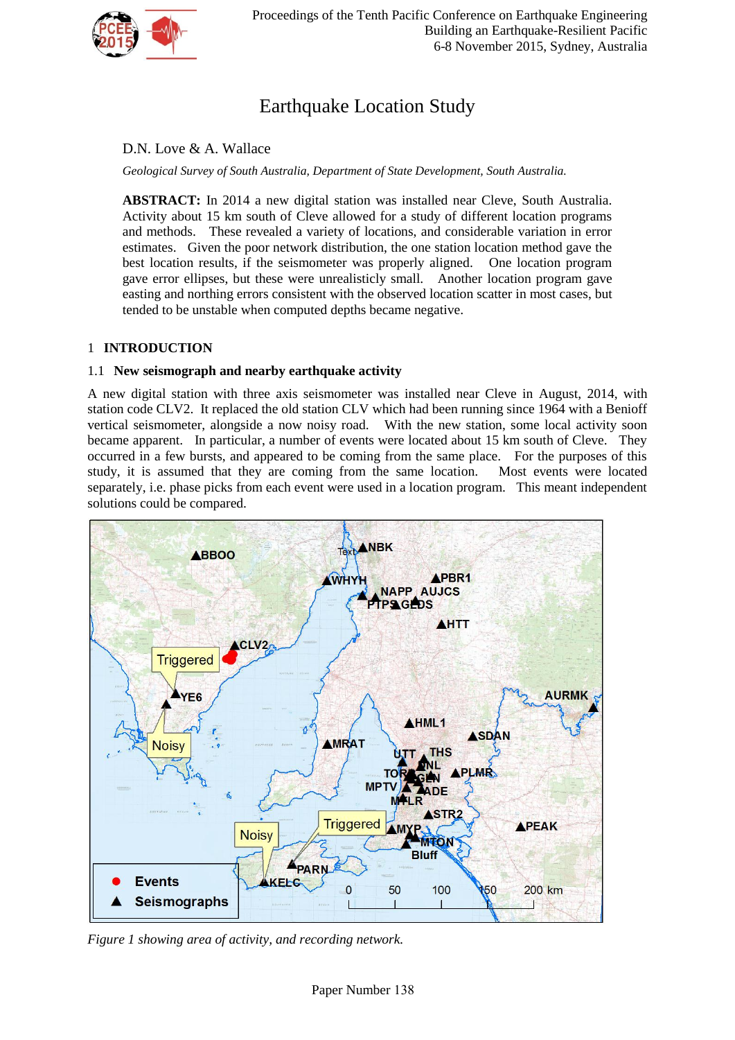# Earthquake Location Study

D.N. Love & A. Wallace

*Geological Survey of South Australia, Department of State Development, South Australia.*

**ABSTRACT:** In 2014 a new digital station was installed near Cleve, South Australia. Activity about 15 km south of Cleve allowed for a study of different location programs and methods. These revealed a variety of locations, and considerable variation in error estimates. Given the poor network distribution, the one station location method gave the best location results, if the seismometer was properly aligned. One location program gave error ellipses, but these were unrealistically small. Another location program gave easting and northing errors consistent with the observed location scatter in most cases, but tended to be unstable when computed depths became negative.

## 1 INTRODUCTION

### 1.1 New seismograph and nearby earthquake activity

A new digital station with three axis seismometer was installed near Cleve in August, 2014, with station code CLV2. It replaced the old station CLV which had been running since 1964 with a Benioff vertical seismometer, alongside a now noisy road. With the new station, some local activity soon became apparent. In particular, a number of events were located about 15 km south of Cleve. They occurred in a few bursts, and appeared to be coming from the same place. For the purposes of this study, it is assumed that they are coming from the same location. Most events were located separately, i.e. phase picks from each event were used in a location program. This meant independent solutions could be compared.

*Figure 1 showing area of activity, and recording network.*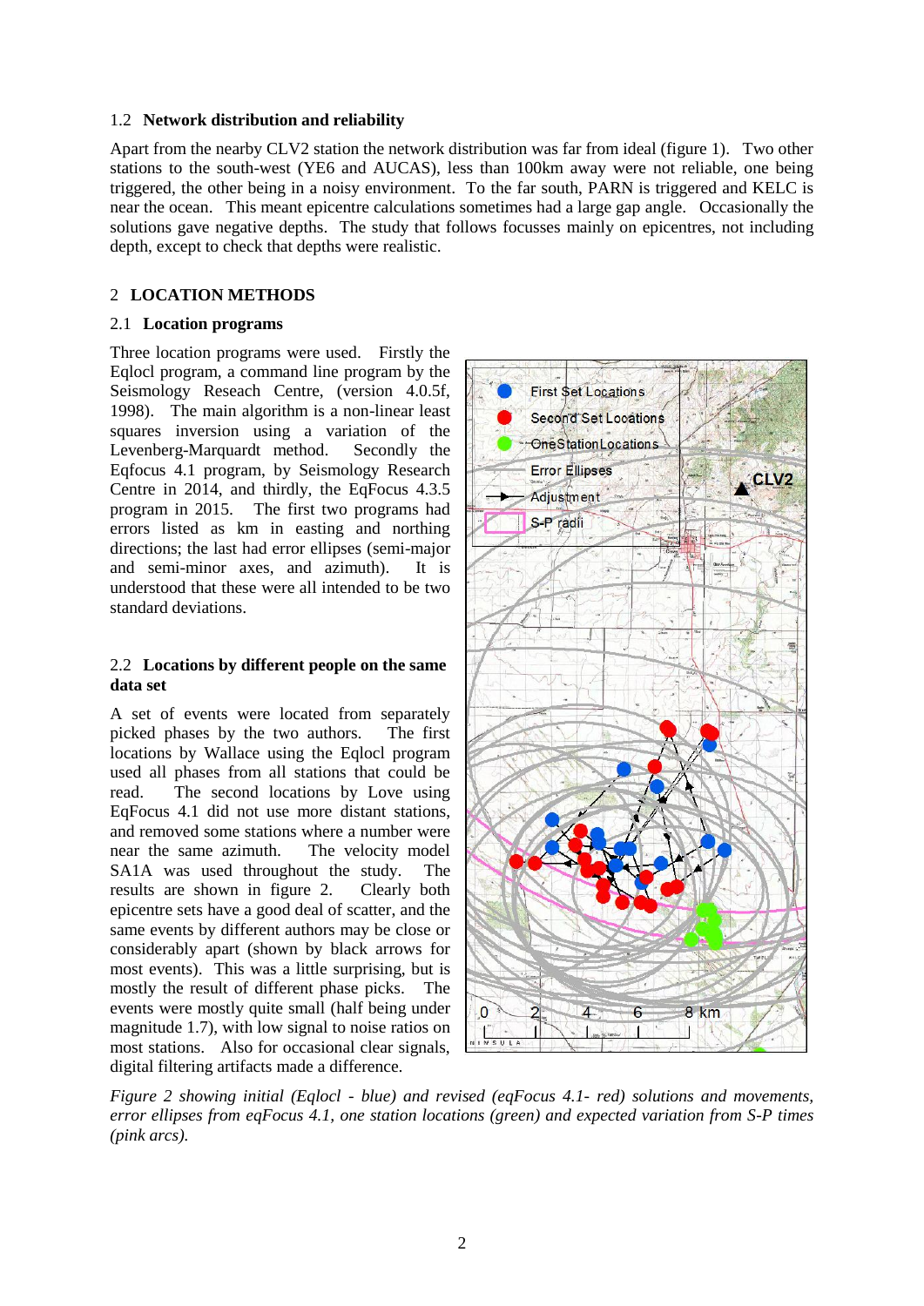### 1.2 Network distribution and reliability

Apart from the nearby CLV2 station the network distribution was far from ideal (figure 1). Two other stations to the south-west (YE6 and AUCAS), less than 100km away were not reliable, one being triggered, the other being in a noisy environment. To the far south, PARN is triggered and KELC is near the ocean. This meant epicentre calculations sometimes had a large gap angle. Occasionally the solutions gave negative depths. The study that follows focusses mainly on epicentres, not including depth, except to check that depths were realistic.

## 2 LOCATION METHODS

### 2.1 Location programs

Three location programs were used. Firstly the Eqlocl program, a command line program by the Seismology Reseach Centre, (version 4.0.5f, 1998). The main algorithm is a non-linear least squares inversion using a variation of the Levenberg-Marquardt method. Secondly the Eqfocus 4.1 program, by Seismology Research Centre in 2014, and thirdly, the EqFocus 4.3.5 program in 2015. The first two programs had errors listed as km in easting and northing directions; the last had error ellipses (semi-major and semi-minor axes, and azimuth). It is understood that these were all intended to be two standard deviations.

### 2.2 Locations by different people on the same data set

A set of events were located from separately picked phases by the two authors. The first locations by Wallace using the Eqlocl program used all phases from all stations that could be read. The second locations by Love using EqFocus 4.1 did not use more distant stations, and removed some stations where a number were near the same azimuth. The velocity model SA1A was used throughout the study. The results are shown in figure 2. Clearly both epicentre sets have a good deal of scatter, and the same events by different authors may be close or considerably apart (shown by black arrows for most events). This was a little surprising, but is mostly the result of different phase picks. The events were mostly quite small (half being under magnitude 1.7), with low signal to noise ratios on most stations. Also for occasional clear signals, digital filtering artifacts made a difference.

*Figure 2 showing initial (Eqlocl - blue) and revised (eqFocus 4.1- red) solutions and movements, error ellipses from eqFocus 4.1, one station locations (green) and expected variation from S-P times (pink arcs).*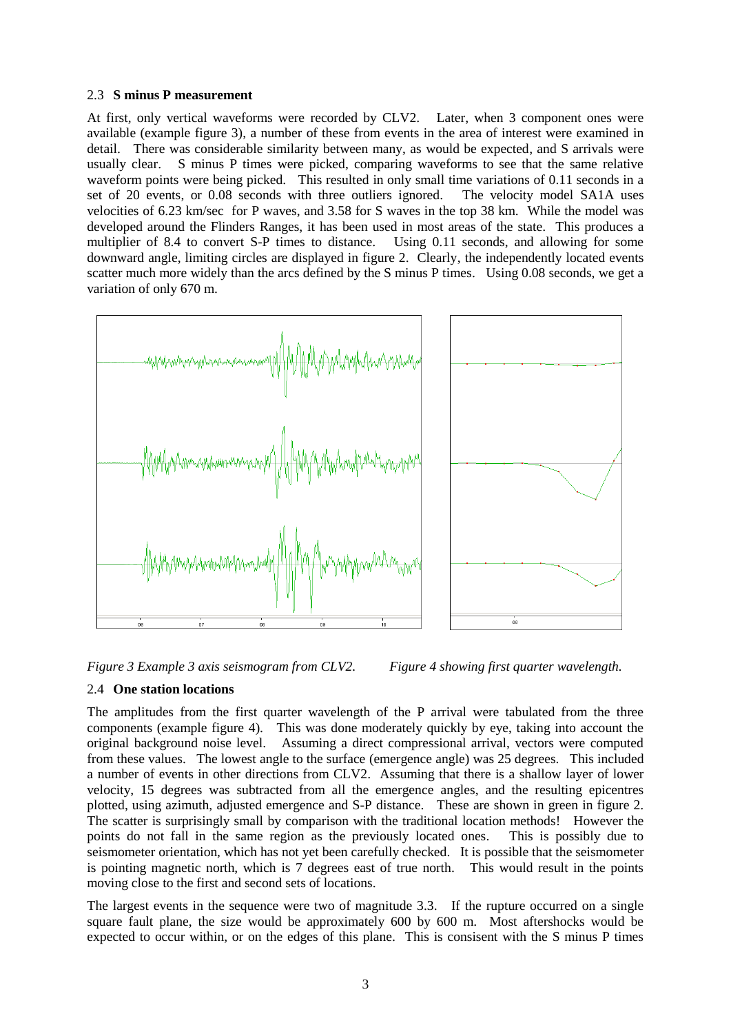## 2.3 **S minus P measurement**

At first, only vertical waveforms were recorded by CLV2. Later, when 3 component ones were available (example figure 3), a number of these from events in the area of interest were examined in detail. There was considerable similarity between many, as would be expected, and S arrivals were usually clear. S minus P times were picked, comparing waveforms to see that the same relative waveform points were being picked. This resulted in only small time variations of 0.11 seconds in a set of 20 events, or 0.08 seconds with three outliers ignored. The velocity model SA1A uses velocities of 6.23 km/sec for P waves, and 3.58 for S waves in the top 38 km. While the model was developed around the Flinders Ranges, it has been used in most areas of the state. This produces a multiplier of 8.4 to convert S-P times to distance. Using 0.11 seconds, and allowing for some downward angle, limiting circles are displayed in figure 2. Clearly, the independently located events scatter much more widely than the arcs defined by the S minus P times. Using 0.08 seconds, we get a variation of only 670 m.

*Figure 3 Example 3 axis seismogram from CLV2.*

*Figure 4 showing first quarter wavelength.*

## 2.4 **One station locations**

The amplitudes from the first quarter wavelength of the P arrival were tabulated from the three components (example figure 4). This was done moderately quickly by eye, taking into account the original background noise level. Assuming a direct compressional arrival, vectors were computed from these values. The lowest angle to the surface (emergence angle) was 25 degrees. This included a number of events in other directions from CLV2. Assuming that there is a shallow layer of lower velocity, 15 degrees was subtracted from all the emergence angles, and the resulting epicentres plotted, using azimuth, adjusted emergence and S-P distance. These are shown in green in figure 2. The scatter is surprisingly small by comparison with the traditional location methods! However the points do not fall in the same region as the previously located ones. This is possibly due to seismometer orientation, which has not yet been carefully checked. It is possible that the seismometer is pointing magnetic north, which is 7 degrees east of true north. This would result in the points moving close to the first and second sets of locations.

The largest events in the sequence were two of magnitude 3.3. If the rupture occurred on a single square fault plane, the size would be approximately 600 by 600 m. Most aftershocks would be expected to occur within, or on the edges of this plane. This is consisent with the S minus P times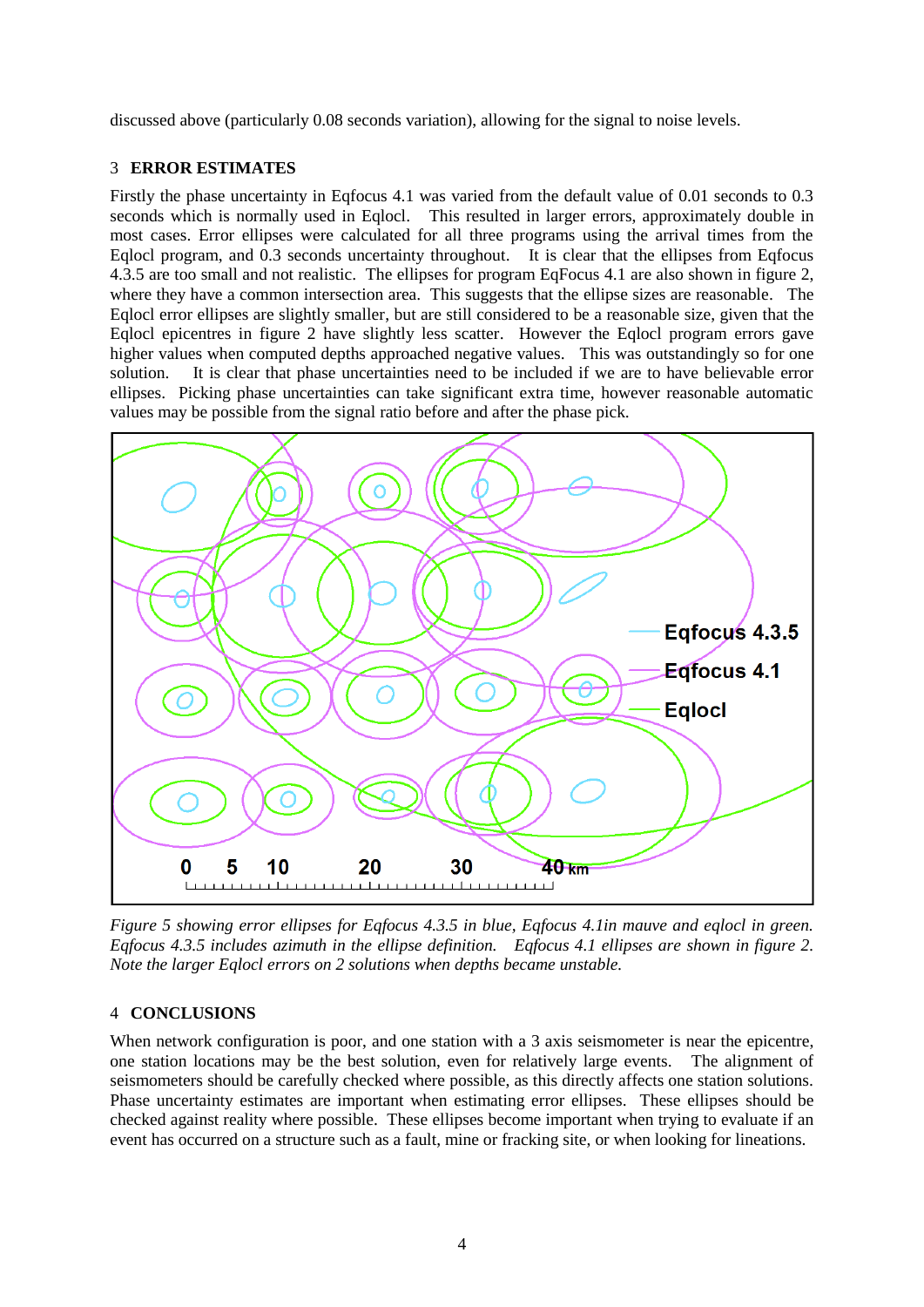discussed above (particularly 0.08 seconds variation), allowing for the signal to noise levels.

## 3 ERROR ESTIMATES

Firstly the phase uncertainty in Eqfocus 4.1 was varied from the default value of 0.01 seconds to 0.3 seconds which is normally used in Eqlocl. This resulted in larger errors, approximately double in most cases. Error ellipses were calculated for all three programs using the arrival times from the Eqlocl program, and 0.3 seconds uncertainty throughout. It is clear that the ellipses from Eqfocus 4.3.5 are too small and not realistic. The ellipses for program EqFocus 4.1 are also shown in figure 2, where they have a common intersection area. This suggests that the ellipse sizes are reasonable. The Eqlocl error ellipses are slightly smaller, but are still considered to be a reasonable size, given that the Eqlocl epicentres in figure 2 have slightly less scatter. However the Eqlocl program errors gave higher values when computed depths approached negative values. This was outstandingly so for one solution. It is clear that phase uncertainties need to be included if we are to have believable error ellipses. Picking phase uncertainties can take significant extra time, however reasonable automatic values may be possible from the signal ratio before and after the phase pick.

Eqfocus 4.3.5
Eqfocus 4.1
Eqlocl
0 5 10 20 30 40 km

*Figure 5 showing error ellipses for Eqfocus 4.3.5 in blue, Eqfocus 4.1in mauve and eqlocl in green. Eqfocus 4.3.5 includes azimuth in the ellipse definition. Eqfocus 4.1 ellipses are shown in figure 2. Note the larger Eqlocl errors on 2 solutions when depths became unstable.*

## 4 CONCLUSIONS

When network configuration is poor, and one station with a 3 axis seismometer is near the epicentre, one station locations may be the best solution, even for relatively large events. The alignment of seismometers should be carefully checked where possible, as this directly affects one station solutions. Phase uncertainty estimates are important when estimating error ellipses. These ellipses should be checked against reality where possible. These ellipses become important when trying to evaluate if an event has occurred on a structure such as a fault, mine or fracking site, or when looking for lineations.